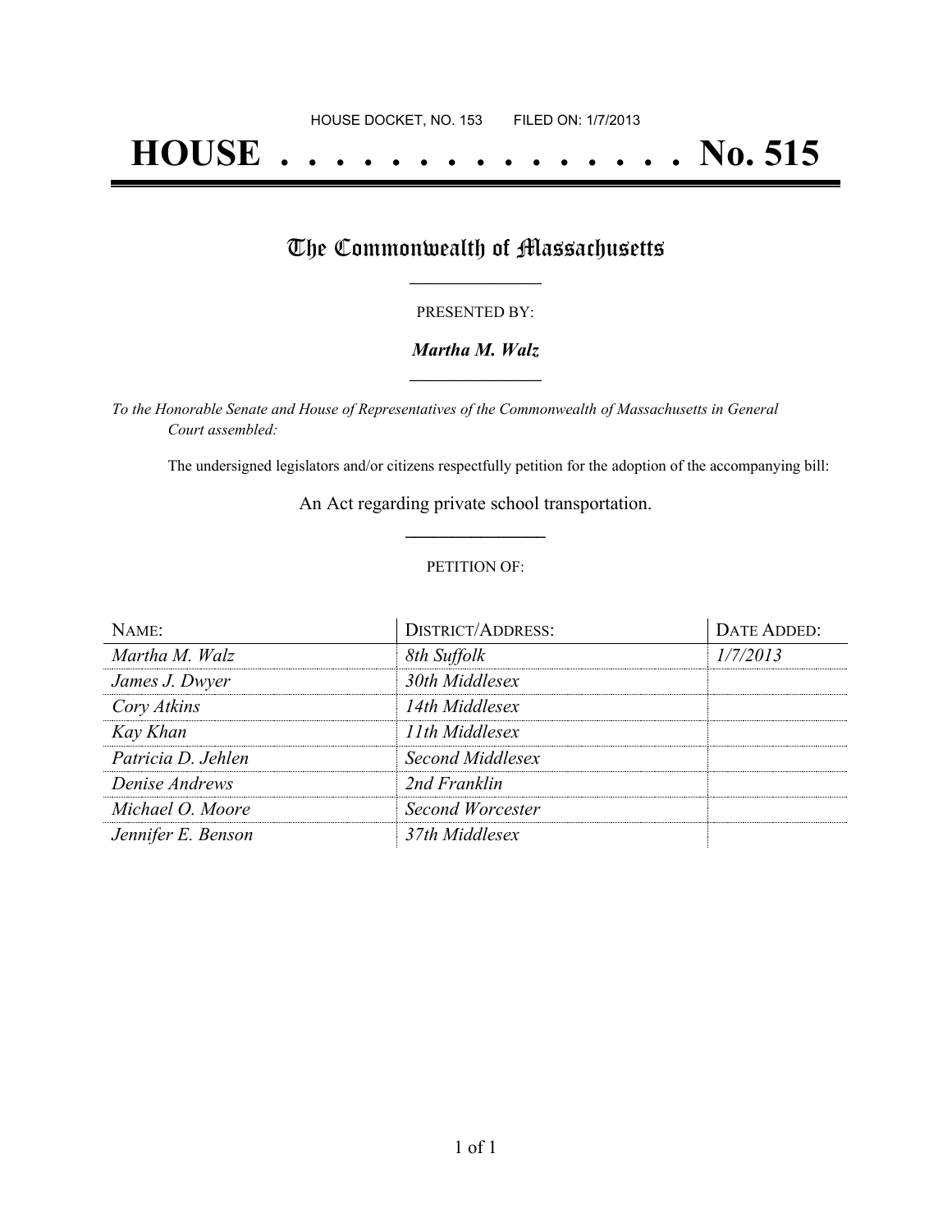HOUSE DOCKET, NO. 153        FILED ON: 1/7/2013

# HOUSE . . . . . . . . . . . . . . . No. 515

## The Commonwealth of Massachusetts

PRESENTED BY:

***Martha M. Walz***

*To the Honorable Senate and House of Representatives of the Commonwealth of Massachusetts in General Court assembled:*

The undersigned legislators and/or citizens respectfully petition for the adoption of the accompanying bill:

An Act regarding private school transportation.

PETITION OF:

| NAME: | DISTRICT/ADDRESS: | DATE ADDED: |
|---|---|---|
| *Martha M. Walz* | *8th Suffolk* | *1/7/2013* |
| *James J. Dwyer* | *30th Middlesex* | |
| *Cory Atkins* | *14th Middlesex* | |
| *Kay Khan* | *11th Middlesex* | |
| *Patricia D. Jehlen* | *Second Middlesex* | |
| *Denise Andrews* | *2nd Franklin* | |
| *Michael O. Moore* | *Second Worcester* | |
| *Jennifer E. Benson* | *37th Middlesex* | |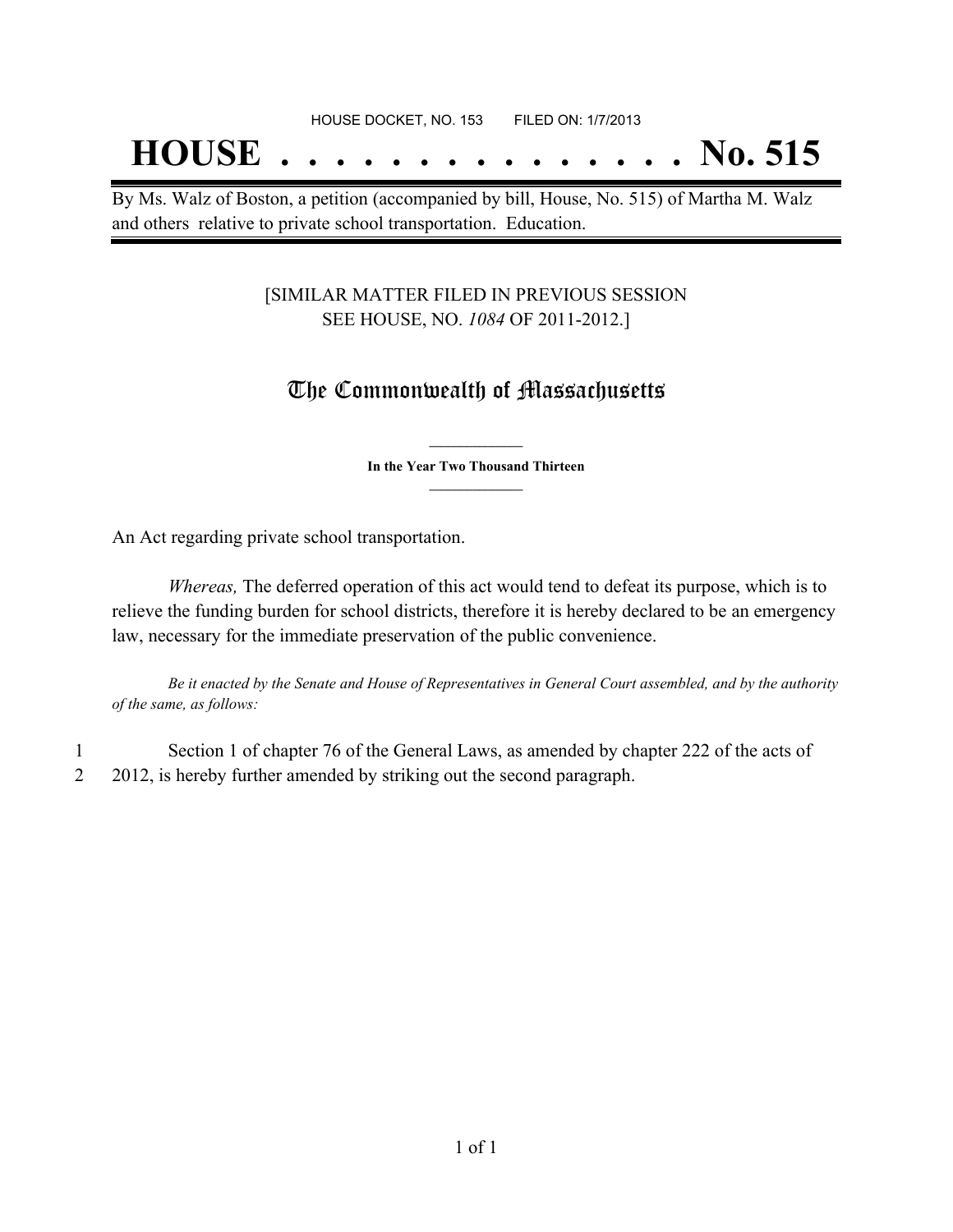HOUSE DOCKET, NO. 153        FILED ON: 1/7/2013

# HOUSE . . . . . . . . . . . . . . . No. 515

By Ms. Walz of Boston, a petition (accompanied by bill, House, No. 515) of Martha M. Walz and others relative to private school transportation. Education.

[SIMILAR MATTER FILED IN PREVIOUS SESSION SEE HOUSE, NO. *1084* OF 2011-2012.]

## The Commonwealth of Massachusetts

**In the Year Two Thousand Thirteen**

An Act regarding private school transportation.

*Whereas,* The deferred operation of this act would tend to defeat its purpose, which is to relieve the funding burden for school districts, therefore it is hereby declared to be an emergency law, necessary for the immediate preservation of the public convenience.

*Be it enacted by the Senate and House of Representatives in General Court assembled, and by the authority of the same, as follows:*

1 Section 1 of chapter 76 of the General Laws, as amended by chapter 222 of the acts of
2 2012, is hereby further amended by striking out the second paragraph.